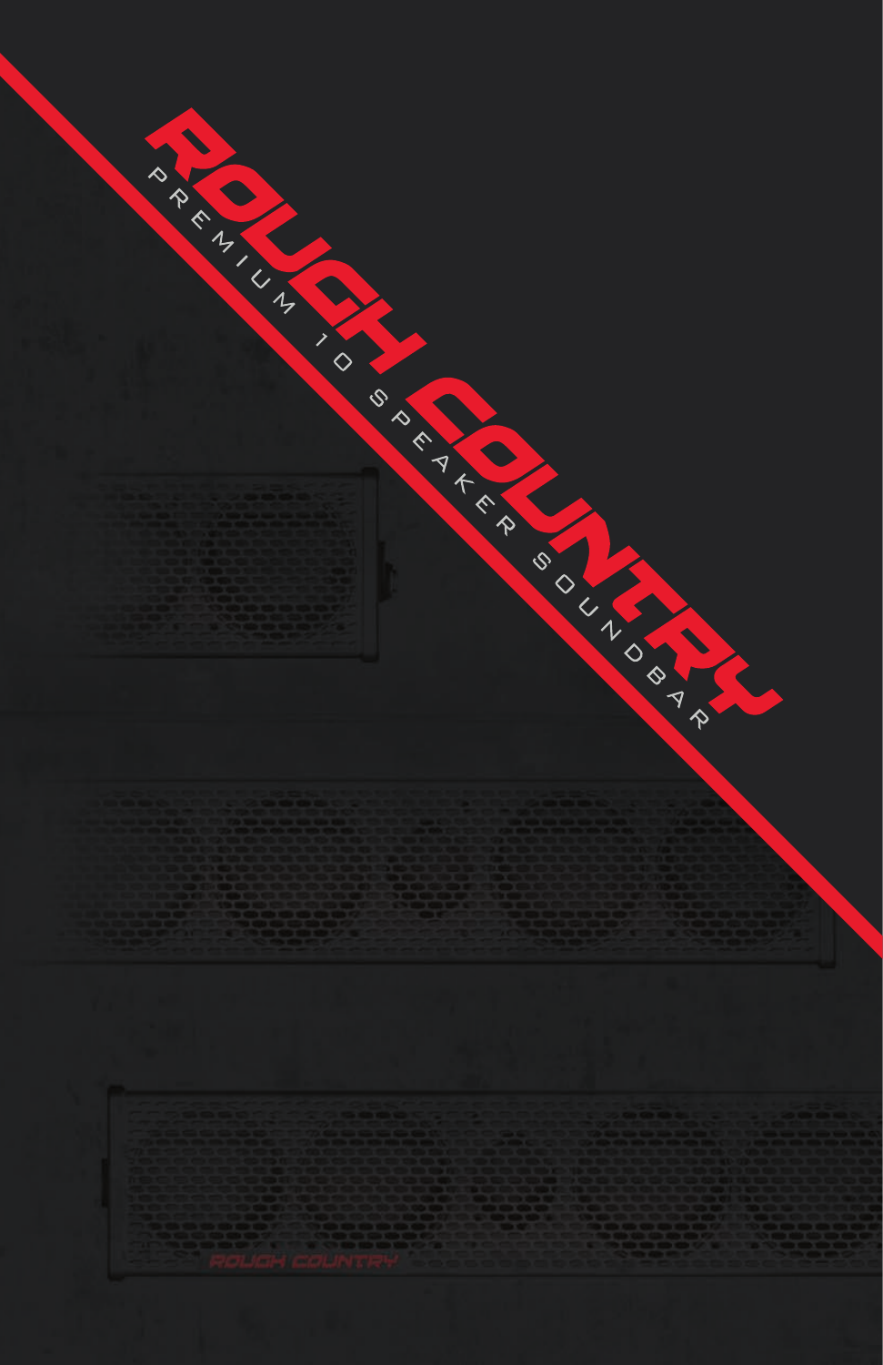# ROUGH COUNTRY

PREMIUM 10 SPEAKER SOUNDBAR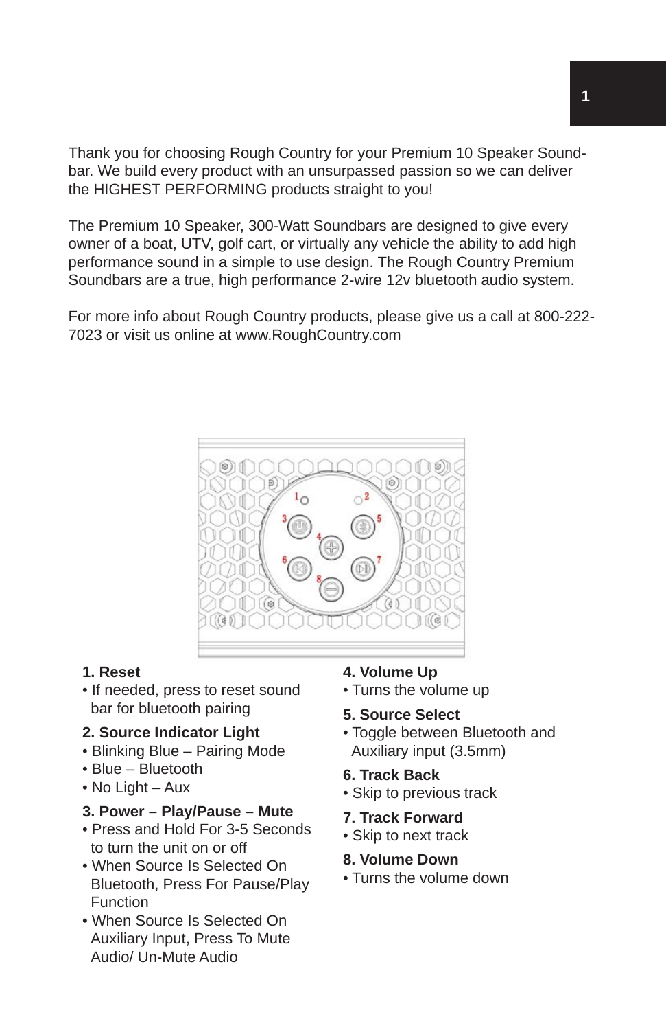Thank you for choosing Rough Country for your Premium 10 Speaker Soundbar. We build every product with an unsurpassed passion so we can deliver the HIGHEST PERFORMING products straight to you!

The Premium 10 Speaker, 300-Watt Soundbars are designed to give every owner of a boat, UTV, golf cart, or virtually any vehicle the ability to add high performance sound in a simple to use design. The Rough Country Premium Soundbars are a true, high performance 2-wire 12v bluetooth audio system.

For more info about Rough Country products, please give us a call at 800-222-7023 or visit us online at www.RoughCountry.com

**1. Reset**
- If needed, press to reset sound bar for bluetooth pairing

**2. Source Indicator Light**
- Blinking Blue – Pairing Mode
- Blue – Bluetooth
- No Light – Aux

**3. Power – Play/Pause – Mute**
- Press and Hold For 3-5 Seconds to turn the unit on or off
- When Source Is Selected On Bluetooth, Press For Pause/Play Function
- When Source Is Selected On Auxiliary Input, Press To Mute Audio/ Un-Mute Audio

**4. Volume Up**
- Turns the volume up

**5. Source Select**
- Toggle between Bluetooth and Auxiliary input (3.5mm)

**6. Track Back**
- Skip to previous track

**7. Track Forward**
- Skip to next track

**8. Volume Down**
- Turns the volume down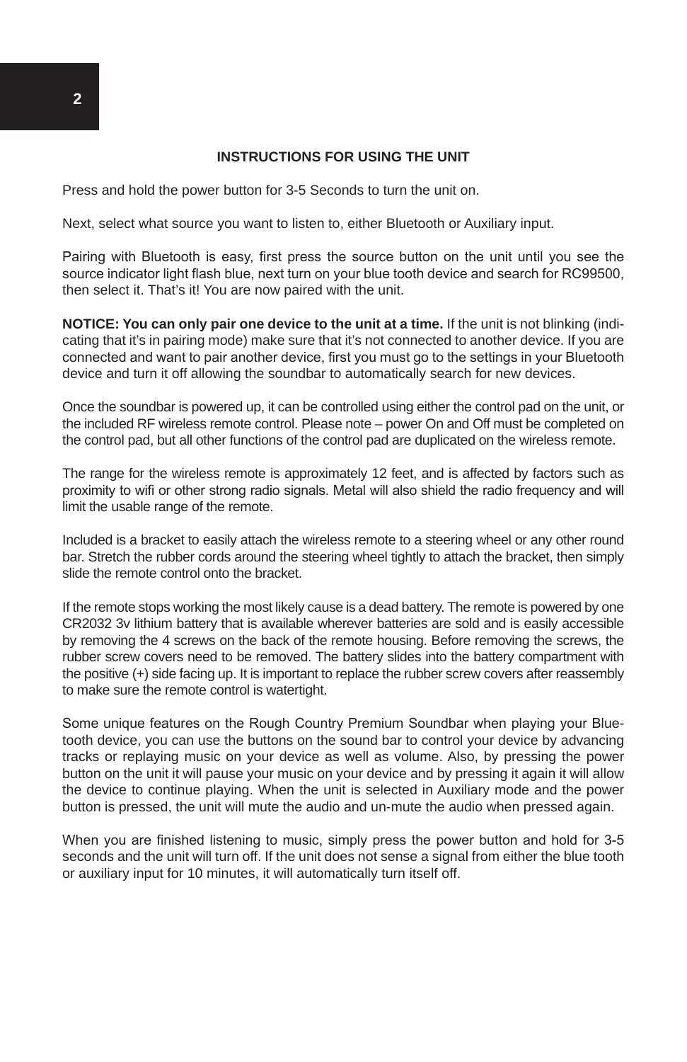## INSTRUCTIONS FOR USING THE UNIT

Press and hold the power button for 3-5 Seconds to turn the unit on.

Next, select what source you want to listen to, either Bluetooth or Auxiliary input.

Pairing with Bluetooth is easy, first press the source button on the unit until you see the source indicator light flash blue, next turn on your blue tooth device and search for RC99500, then select it. That's it! You are now paired with the unit.

**NOTICE: You can only pair one device to the unit at a time.** If the unit is not blinking (indicating that it's in pairing mode) make sure that it's not connected to another device. If you are connected and want to pair another device, first you must go to the settings in your Bluetooth device and turn it off allowing the soundbar to automatically search for new devices.

Once the soundbar is powered up, it can be controlled using either the control pad on the unit, or the included RF wireless remote control. Please note – power On and Off must be completed on the control pad, but all other functions of the control pad are duplicated on the wireless remote.

The range for the wireless remote is approximately 12 feet, and is affected by factors such as proximity to wifi or other strong radio signals. Metal will also shield the radio frequency and will limit the usable range of the remote.

Included is a bracket to easily attach the wireless remote to a steering wheel or any other round bar. Stretch the rubber cords around the steering wheel tightly to attach the bracket, then simply slide the remote control onto the bracket.

If the remote stops working the most likely cause is a dead battery. The remote is powered by one CR2032 3v lithium battery that is available wherever batteries are sold and is easily accessible by removing the 4 screws on the back of the remote housing. Before removing the screws, the rubber screw covers need to be removed. The battery slides into the battery compartment with the positive (+) side facing up. It is important to replace the rubber screw covers after reassembly to make sure the remote control is watertight.

Some unique features on the Rough Country Premium Soundbar when playing your Bluetooth device, you can use the buttons on the sound bar to control your device by advancing tracks or replaying music on your device as well as volume. Also, by pressing the power button on the unit it will pause your music on your device and by pressing it again it will allow the device to continue playing. When the unit is selected in Auxiliary mode and the power button is pressed, the unit will mute the audio and un-mute the audio when pressed again.

When you are finished listening to music, simply press the power button and hold for 3-5 seconds and the unit will turn off. If the unit does not sense a signal from either the blue tooth or auxiliary input for 10 minutes, it will automatically turn itself off.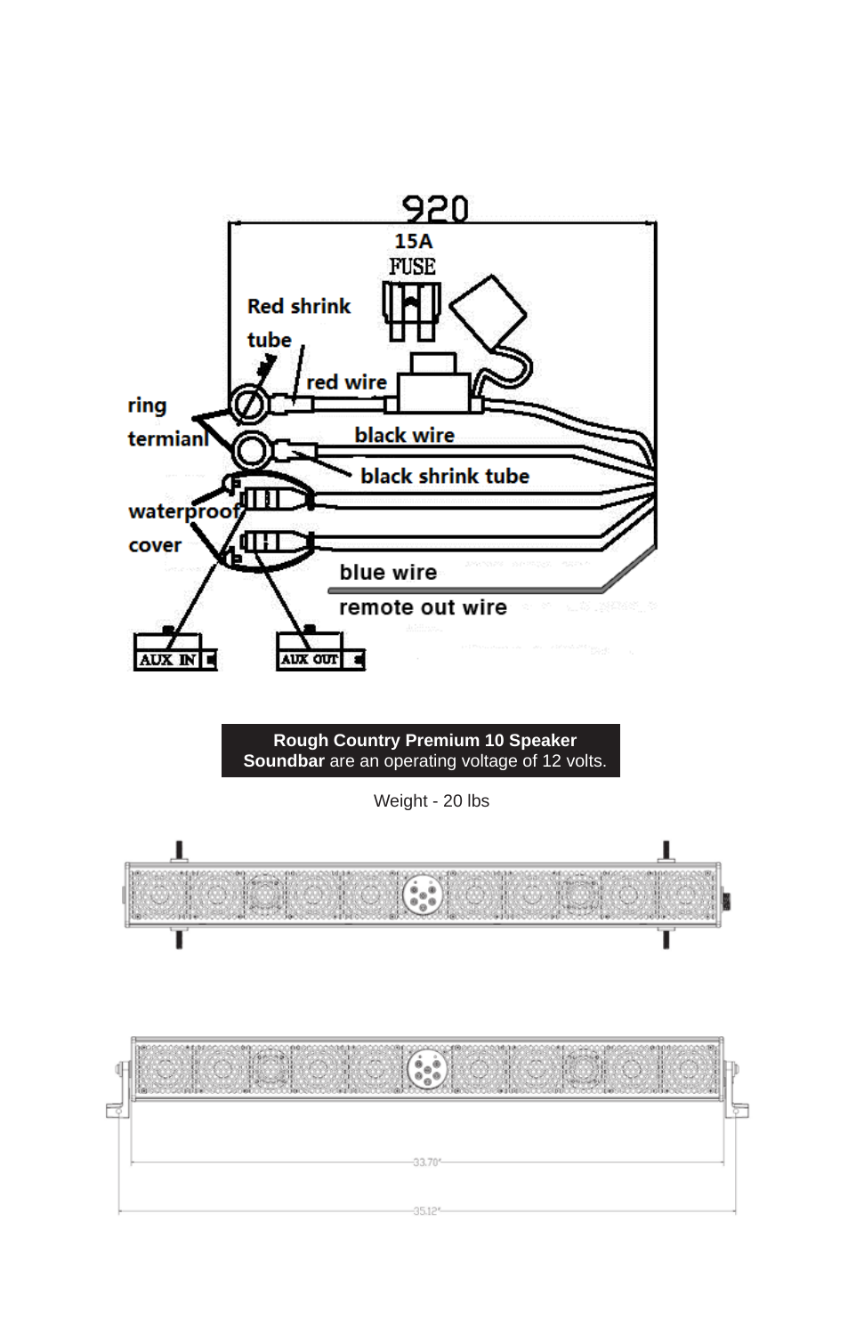**Rough Country Premium 10 Speaker Soundbar** are an operating voltage of 12 volts.

Weight - 20 lbs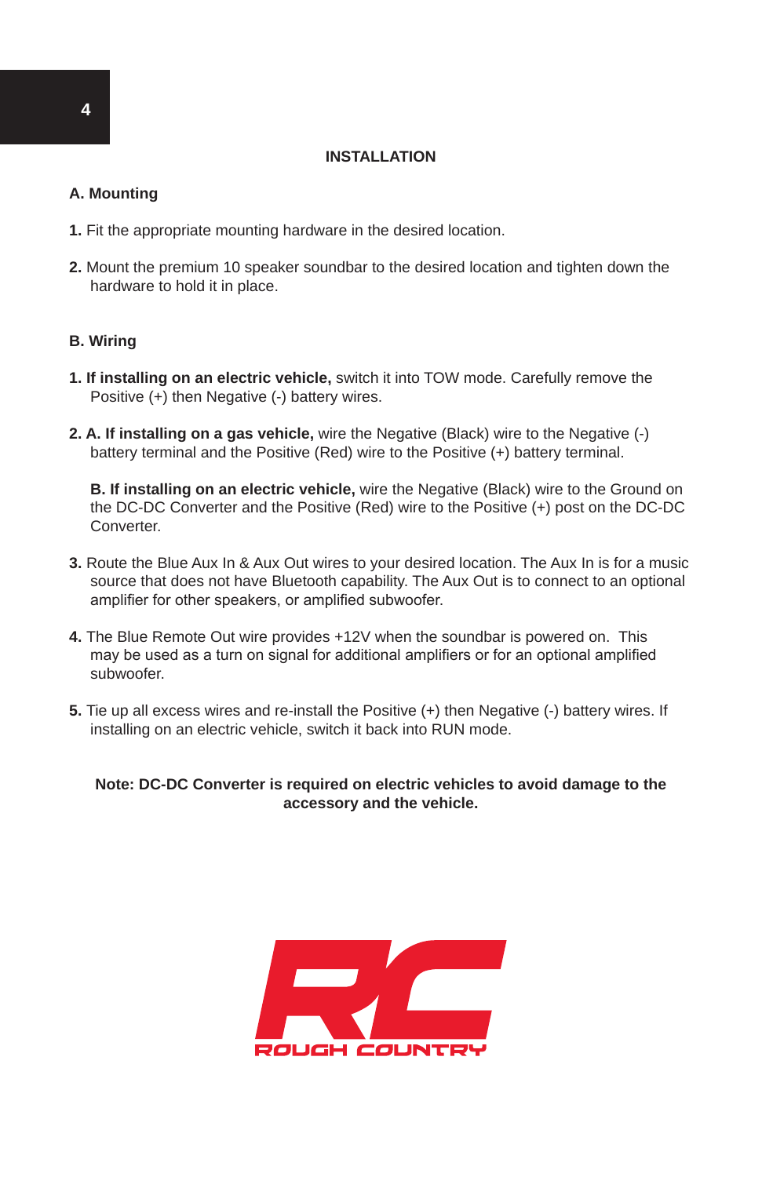## INSTALLATION

### A. Mounting

**1.** Fit the appropriate mounting hardware in the desired location.

**2.** Mount the premium 10 speaker soundbar to the desired location and tighten down the hardware to hold it in place.

### B. Wiring

**1. If installing on an electric vehicle,** switch it into TOW mode. Carefully remove the Positive (+) then Negative (-) battery wires.

**2. A. If installing on a gas vehicle,** wire the Negative (Black) wire to the Negative (-) battery terminal and the Positive (Red) wire to the Positive (+) battery terminal.

**B. If installing on an electric vehicle,** wire the Negative (Black) wire to the Ground on the DC-DC Converter and the Positive (Red) wire to the Positive (+) post on the DC-DC Converter.

**3.** Route the Blue Aux In & Aux Out wires to your desired location. The Aux In is for a music source that does not have Bluetooth capability. The Aux Out is to connect to an optional amplifier for other speakers, or amplified subwoofer.

**4.** The Blue Remote Out wire provides +12V when the soundbar is powered on. This may be used as a turn on signal for additional amplifiers or for an optional amplified subwoofer.

**5.** Tie up all excess wires and re-install the Positive (+) then Negative (-) battery wires. If installing on an electric vehicle, switch it back into RUN mode.

**Note: DC-DC Converter is required on electric vehicles to avoid damage to the accessory and the vehicle.**

RC ROUGH COUNTRY